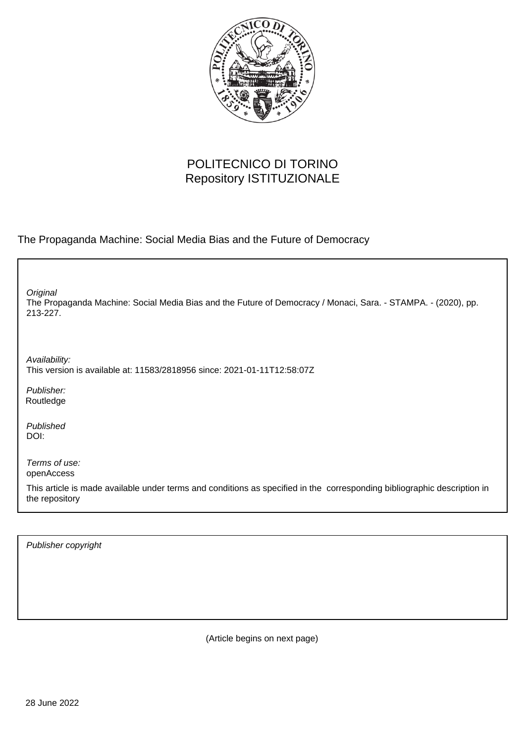POLITECNICO DI TORINO
Repository ISTITUZIONALE

The Propaganda Machine: Social Media Bias and the Future of Democracy

*Original*
The Propaganda Machine: Social Media Bias and the Future of Democracy / Monaci, Sara. - STAMPA. - (2020), pp. 213-227.

*Availability:*
This version is available at: 11583/2818956 since: 2021-01-11T12:58:07Z

*Publisher:*
Routledge

*Published*
DOI:

*Terms of use:*
openAccess

This article is made available under terms and conditions as specified in the corresponding bibliographic description in the repository

*Publisher copyright*

(Article begins on next page)

28 June 2022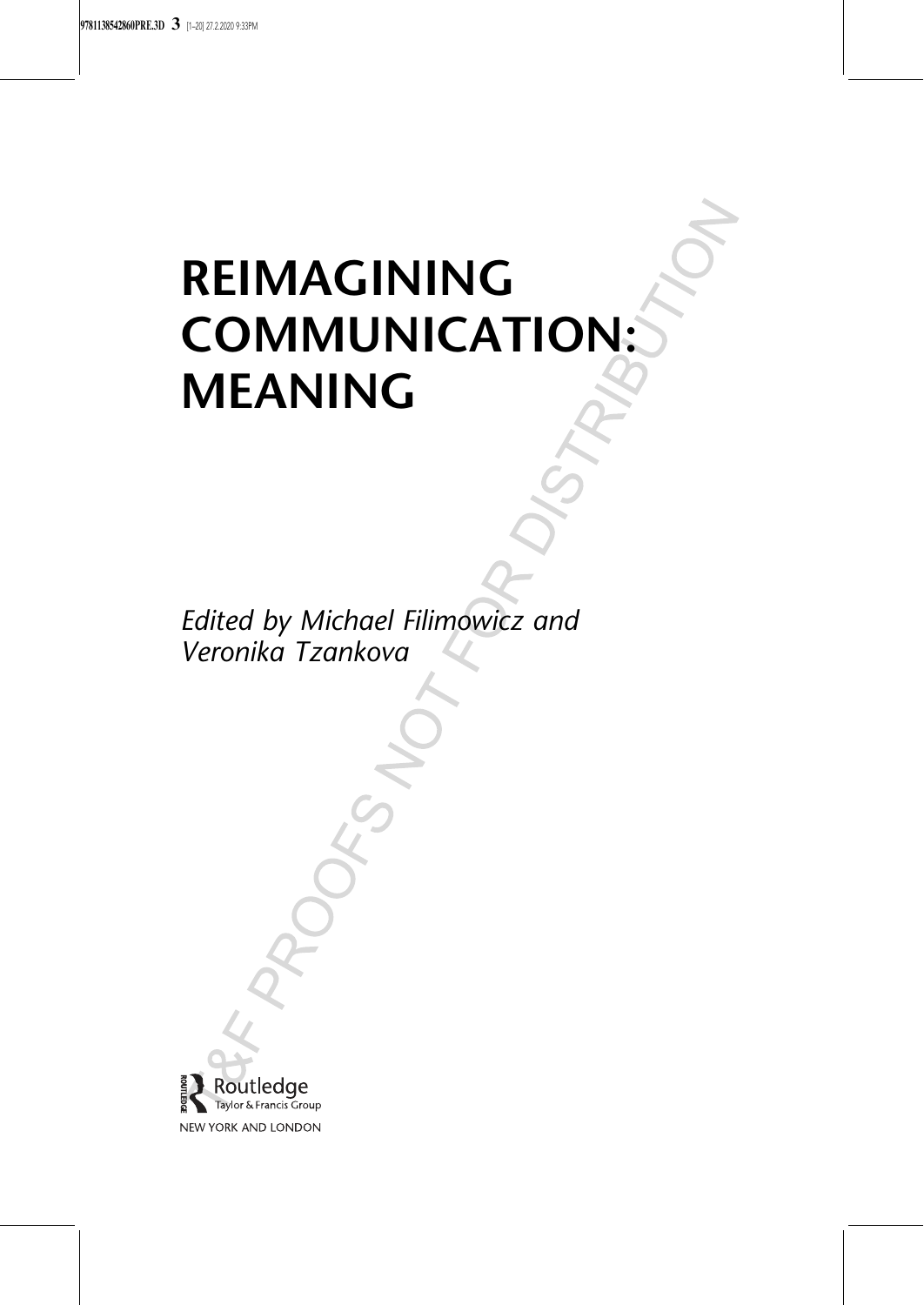# REIMAGINING COMMUNICATION: MEANING

*Edited by Michael Filimowicz and Veronika Tzankova*

Routledge
Taylor & Francis Group
NEW YORK AND LONDON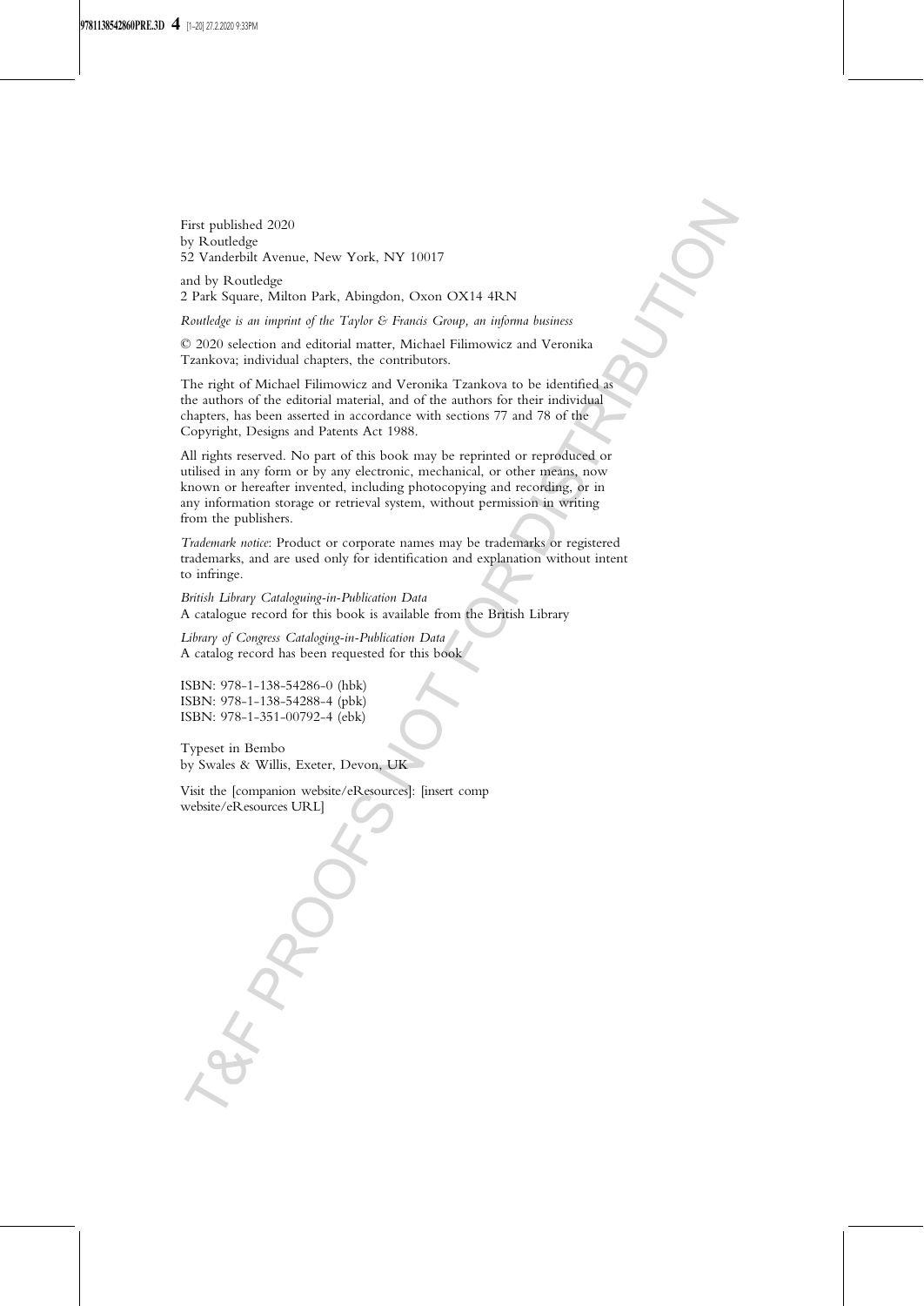First published 2020
by Routledge
52 Vanderbilt Avenue, New York, NY 10017

and by Routledge
2 Park Square, Milton Park, Abingdon, Oxon OX14 4RN

*Routledge is an imprint of the Taylor & Francis Group, an informa business*

© 2020 selection and editorial matter, Michael Filimowicz and Veronika Tzankova; individual chapters, the contributors.

The right of Michael Filimowicz and Veronika Tzankova to be identified as the authors of the editorial material, and of the authors for their individual chapters, has been asserted in accordance with sections 77 and 78 of the Copyright, Designs and Patents Act 1988.

All rights reserved. No part of this book may be reprinted or reproduced or utilised in any form or by any electronic, mechanical, or other means, now known or hereafter invented, including photocopying and recording, or in any information storage or retrieval system, without permission in writing from the publishers.

*Trademark notice*: Product or corporate names may be trademarks or registered trademarks, and are used only for identification and explanation without intent to infringe.

*British Library Cataloguing-in-Publication Data*
A catalogue record for this book is available from the British Library

*Library of Congress Cataloging-in-Publication Data*
A catalog record has been requested for this book

ISBN: 978-1-138-54286-0 (hbk)
ISBN: 978-1-138-54288-4 (pbk)
ISBN: 978-1-351-00792-4 (ebk)

Typeset in Bembo
by Swales & Willis, Exeter, Devon, UK

Visit the [companion website/eResources]: [insert comp website/eResources URL]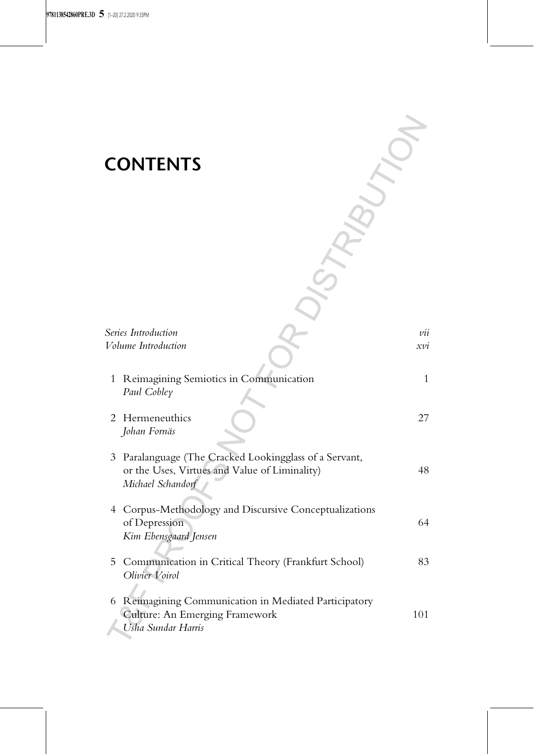# CONTENTS

| | | |
|---|---|---|
| | *Series Introduction* | *vii* |
| | *Volume Introduction* | *xvi* |
| 1 | Reimagining Semiotics in Communication<br>*Paul Cobley* | 1 |
| 2 | Hermeneuthics<br>*Johan Fornäs* | 27 |
| 3 | Paralanguage (The Cracked Lookingglass of a Servant, or the Uses, Virtues and Value of Liminality)<br>*Michael Schandorf* | 48 |
| 4 | Corpus-Methodology and Discursive Conceptualizations of Depression<br>*Kim Ebensgaard Jensen* | 64 |
| 5 | Communication in Critical Theory (Frankfurt School)<br>*Olivier Voirol* | 83 |
| 6 | Reimagining Communication in Mediated Participatory Culture: An Emerging Framework<br>*Usha Sundar Harris* | 101 |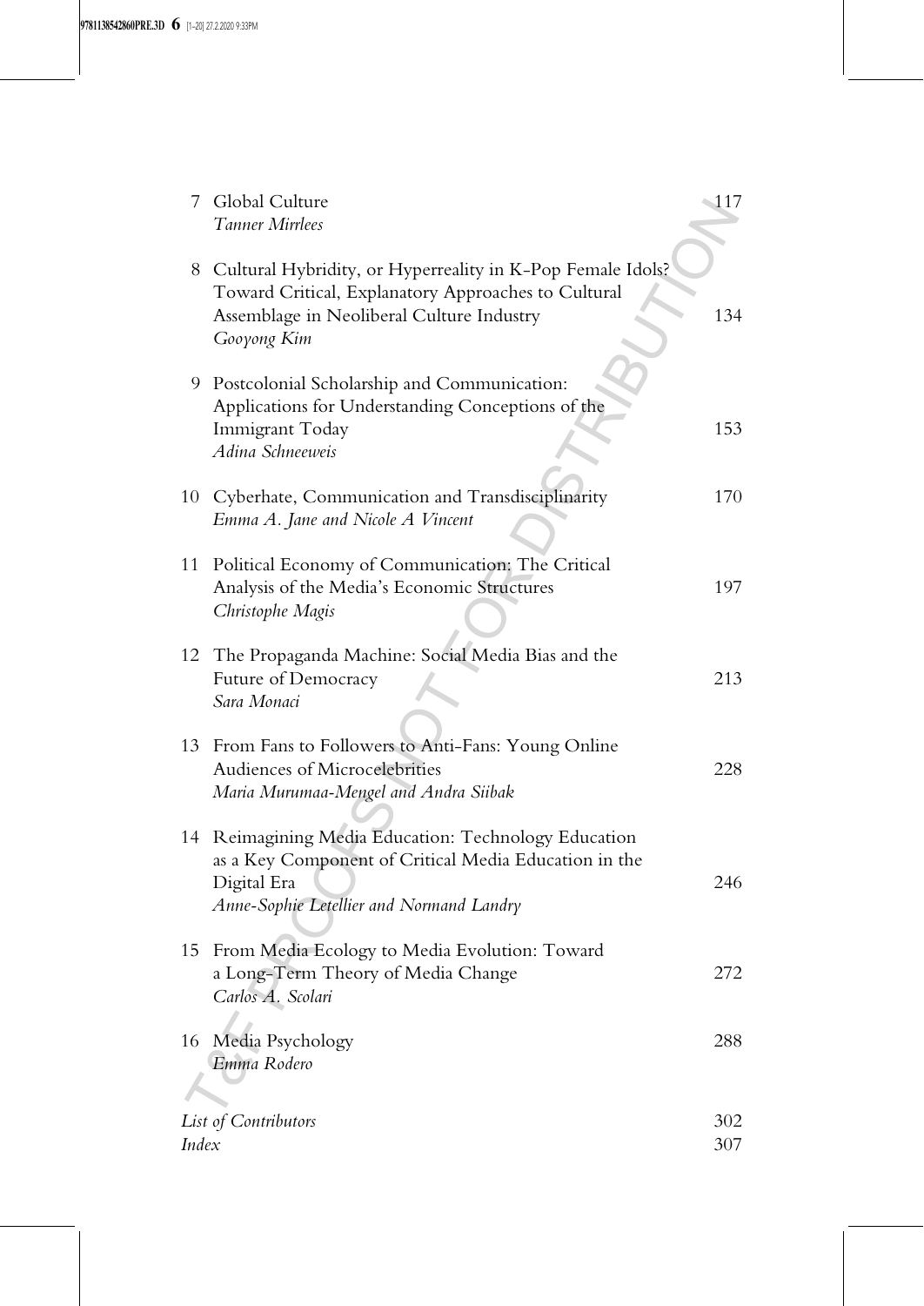7 Global Culture — 117
*Tanner Mirrlees*

8 Cultural Hybridity, or Hyperreality in K-Pop Female Idols? Toward Critical, Explanatory Approaches to Cultural Assemblage in Neoliberal Culture Industry — 134
*Gooyong Kim*

9 Postcolonial Scholarship and Communication: Applications for Understanding Conceptions of the Immigrant Today — 153
*Adina Schneeweis*

10 Cyberhate, Communication and Transdisciplinarity — 170
*Emma A. Jane and Nicole A Vincent*

11 Political Economy of Communication: The Critical Analysis of the Media's Economic Structures — 197
*Christophe Magis*

12 The Propaganda Machine: Social Media Bias and the Future of Democracy — 213
*Sara Monaci*

13 From Fans to Followers to Anti-Fans: Young Online Audiences of Microcelebrities — 228
*Maria Murumaa-Mengel and Andra Siibak*

14 Reimagining Media Education: Technology Education as a Key Component of Critical Media Education in the Digital Era — 246
*Anne-Sophie Letellier and Normand Landry*

15 From Media Ecology to Media Evolution: Toward a Long-Term Theory of Media Change — 272
*Carlos A. Scolari*

16 Media Psychology — 288
*Emma Rodero*

*List of Contributors* — 302

*Index* — 307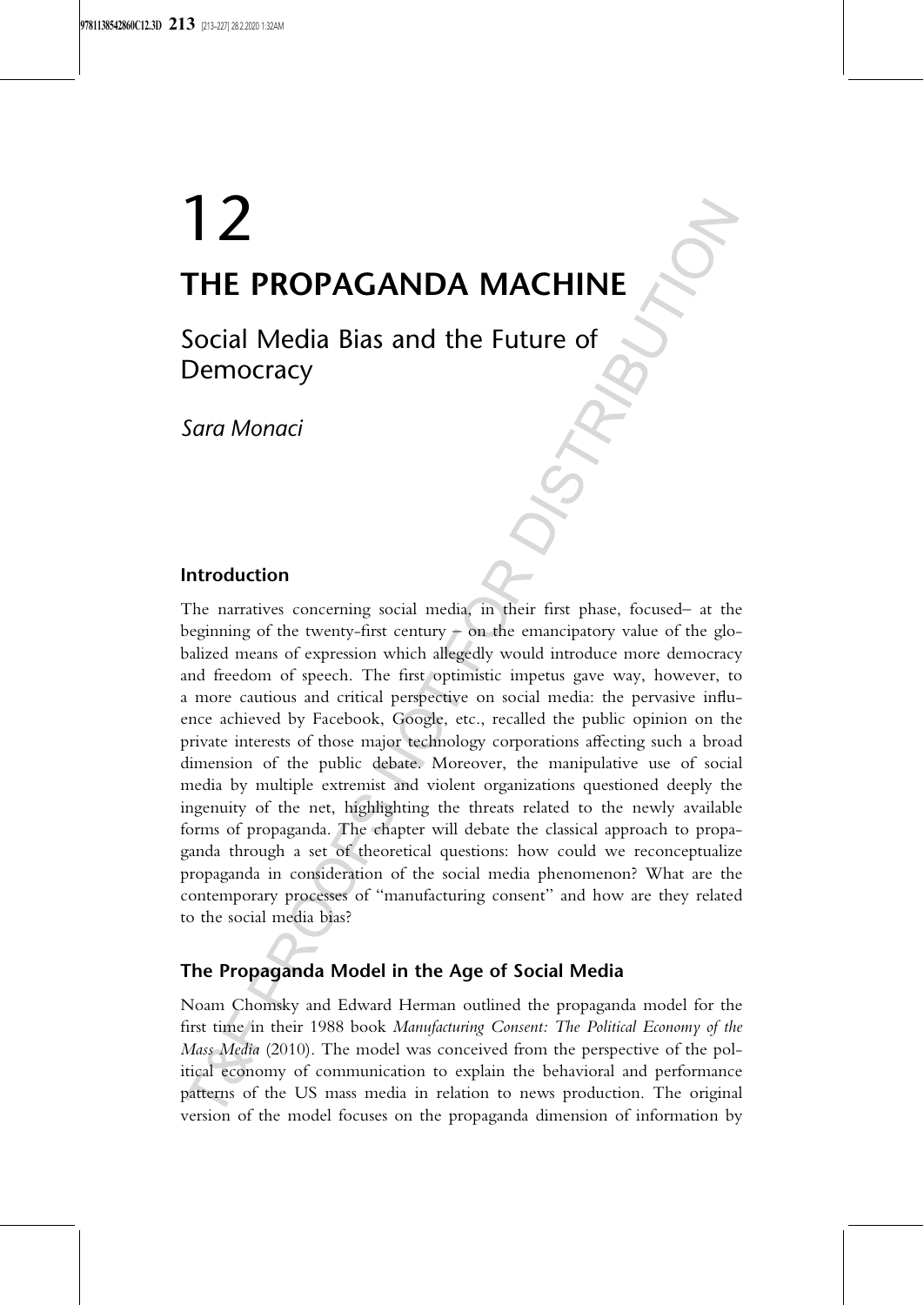# 12

# THE PROPAGANDA MACHINE

## Social Media Bias and the Future of Democracy

*Sara Monaci*

### Introduction

The narratives concerning social media, in their first phase, focused– at the beginning of the twenty-first century – on the emancipatory value of the globalized means of expression which allegedly would introduce more democracy and freedom of speech. The first optimistic impetus gave way, however, to a more cautious and critical perspective on social media: the pervasive influence achieved by Facebook, Google, etc., recalled the public opinion on the private interests of those major technology corporations affecting such a broad dimension of the public debate. Moreover, the manipulative use of social media by multiple extremist and violent organizations questioned deeply the ingenuity of the net, highlighting the threats related to the newly available forms of propaganda. The chapter will debate the classical approach to propaganda through a set of theoretical questions: how could we reconceptualize propaganda in consideration of the social media phenomenon? What are the contemporary processes of "manufacturing consent" and how are they related to the social media bias?

### The Propaganda Model in the Age of Social Media

Noam Chomsky and Edward Herman outlined the propaganda model for the first time in their 1988 book *Manufacturing Consent: The Political Economy of the Mass Media* (2010). The model was conceived from the perspective of the political economy of communication to explain the behavioral and performance patterns of the US mass media in relation to news production. The original version of the model focuses on the propaganda dimension of information by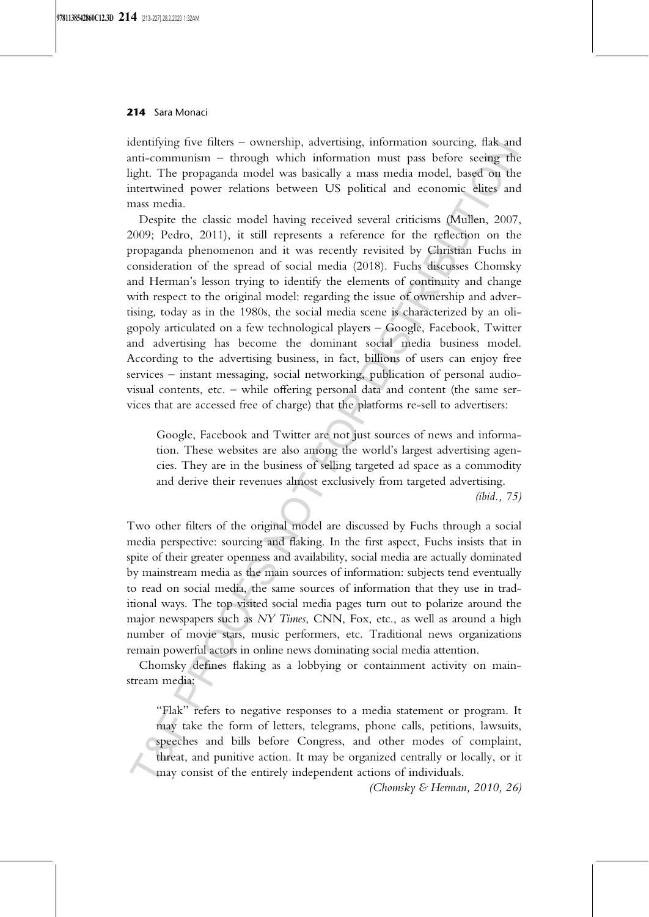identifying five filters – ownership, advertising, information sourcing, flak and anti-communism – through which information must pass before seeing the light. The propaganda model was basically a mass media model, based on the intertwined power relations between US political and economic elites and mass media.

Despite the classic model having received several criticisms (Mullen, 2007, 2009; Pedro, 2011), it still represents a reference for the reflection on the propaganda phenomenon and it was recently revisited by Christian Fuchs in consideration of the spread of social media (2018). Fuchs discusses Chomsky and Herman's lesson trying to identify the elements of continuity and change with respect to the original model: regarding the issue of ownership and advertising, today as in the 1980s, the social media scene is characterized by an oligopoly articulated on a few technological players – Google, Facebook, Twitter and advertising has become the dominant social media business model. According to the advertising business, in fact, billions of users can enjoy free services – instant messaging, social networking, publication of personal audiovisual contents, etc. – while offering personal data and content (the same services that are accessed free of charge) that the platforms re-sell to advertisers:

> Google, Facebook and Twitter are not just sources of news and information. These websites are also among the world's largest advertising agencies. They are in the business of selling targeted ad space as a commodity and derive their revenues almost exclusively from targeted advertising.
>
> *(ibid., 75)*

Two other filters of the original model are discussed by Fuchs through a social media perspective: sourcing and flaking. In the first aspect, Fuchs insists that in spite of their greater openness and availability, social media are actually dominated by mainstream media as the main sources of information: subjects tend eventually to read on social media, the same sources of information that they use in traditional ways. The top visited social media pages turn out to polarize around the major newspapers such as *NY Times*, CNN, Fox, etc., as well as around a high number of movie stars, music performers, etc. Traditional news organizations remain powerful actors in online news dominating social media attention.

Chomsky defines flaking as a lobbying or containment activity on mainstream media:

> "Flak" refers to negative responses to a media statement or program. It may take the form of letters, telegrams, phone calls, petitions, lawsuits, speeches and bills before Congress, and other modes of complaint, threat, and punitive action. It may be organized centrally or locally, or it may consist of the entirely independent actions of individuals.
>
> *(Chomsky & Herman, 2010, 26)*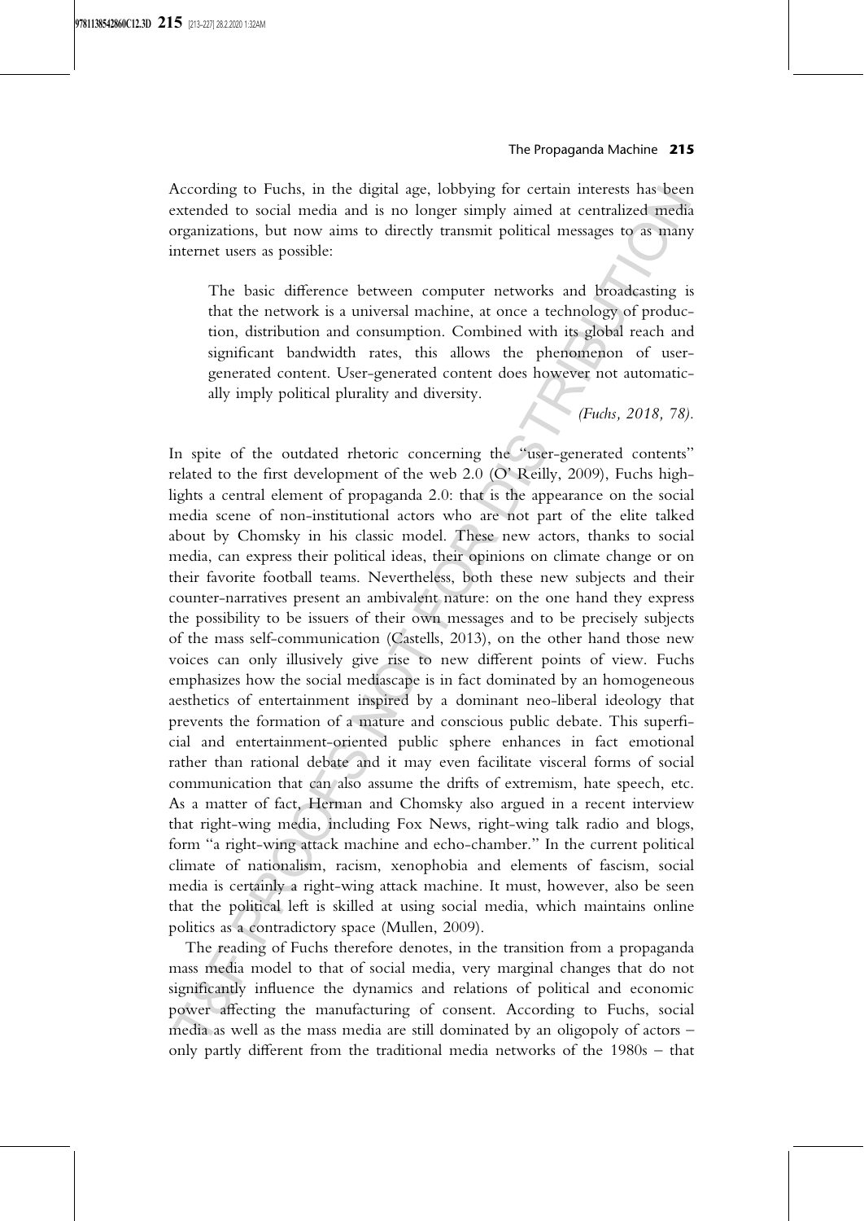According to Fuchs, in the digital age, lobbying for certain interests has been extended to social media and is no longer simply aimed at centralized media organizations, but now aims to directly transmit political messages to as many internet users as possible:

> The basic difference between computer networks and broadcasting is that the network is a universal machine, at once a technology of production, distribution and consumption. Combined with its global reach and significant bandwidth rates, this allows the phenomenon of user-generated content. User-generated content does however not automatically imply political plurality and diversity.
>
> *(Fuchs, 2018, 78).*

In spite of the outdated rhetoric concerning the "user-generated contents" related to the first development of the web 2.0 (O' Reilly, 2009), Fuchs highlights a central element of propaganda 2.0: that is the appearance on the social media scene of non-institutional actors who are not part of the elite talked about by Chomsky in his classic model. These new actors, thanks to social media, can express their political ideas, their opinions on climate change or on their favorite football teams. Nevertheless, both these new subjects and their counter-narratives present an ambivalent nature: on the one hand they express the possibility to be issuers of their own messages and to be precisely subjects of the mass self-communication (Castells, 2013), on the other hand those new voices can only illusively give rise to new different points of view. Fuchs emphasizes how the social mediascape is in fact dominated by an homogeneous aesthetics of entertainment inspired by a dominant neo-liberal ideology that prevents the formation of a mature and conscious public debate. This superficial and entertainment-oriented public sphere enhances in fact emotional rather than rational debate and it may even facilitate visceral forms of social communication that can also assume the drifts of extremism, hate speech, etc. As a matter of fact, Herman and Chomsky also argued in a recent interview that right-wing media, including Fox News, right-wing talk radio and blogs, form "a right-wing attack machine and echo-chamber." In the current political climate of nationalism, racism, xenophobia and elements of fascism, social media is certainly a right-wing attack machine. It must, however, also be seen that the political left is skilled at using social media, which maintains online politics as a contradictory space (Mullen, 2009).

The reading of Fuchs therefore denotes, in the transition from a propaganda mass media model to that of social media, very marginal changes that do not significantly influence the dynamics and relations of political and economic power affecting the manufacturing of consent. According to Fuchs, social media as well as the mass media are still dominated by an oligopoly of actors – only partly different from the traditional media networks of the 1980s – that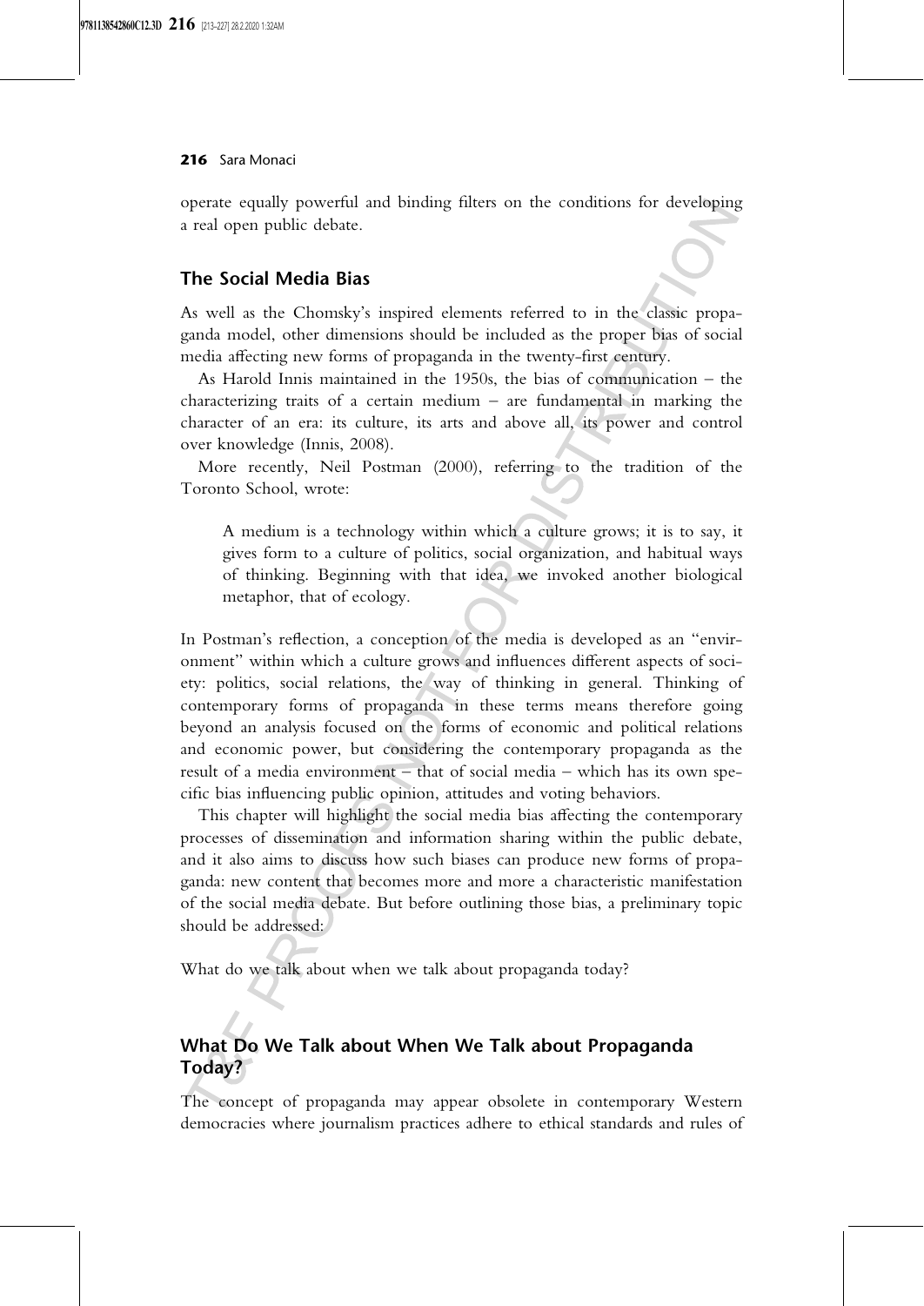operate equally powerful and binding filters on the conditions for developing a real open public debate.

## The Social Media Bias

As well as the Chomsky's inspired elements referred to in the classic propaganda model, other dimensions should be included as the proper bias of social media affecting new forms of propaganda in the twenty-first century.

As Harold Innis maintained in the 1950s, the bias of communication – the characterizing traits of a certain medium – are fundamental in marking the character of an era: its culture, its arts and above all, its power and control over knowledge (Innis, 2008).

More recently, Neil Postman (2000), referring to the tradition of the Toronto School, wrote:

> A medium is a technology within which a culture grows; it is to say, it gives form to a culture of politics, social organization, and habitual ways of thinking. Beginning with that idea, we invoked another biological metaphor, that of ecology.

In Postman's reflection, a conception of the media is developed as an "environment" within which a culture grows and influences different aspects of society: politics, social relations, the way of thinking in general. Thinking of contemporary forms of propaganda in these terms means therefore going beyond an analysis focused on the forms of economic and political relations and economic power, but considering the contemporary propaganda as the result of a media environment – that of social media – which has its own specific bias influencing public opinion, attitudes and voting behaviors.

This chapter will highlight the social media bias affecting the contemporary processes of dissemination and information sharing within the public debate, and it also aims to discuss how such biases can produce new forms of propaganda: new content that becomes more and more a characteristic manifestation of the social media debate. But before outlining those bias, a preliminary topic should be addressed:

What do we talk about when we talk about propaganda today?

## What Do We Talk about When We Talk about Propaganda Today?

The concept of propaganda may appear obsolete in contemporary Western democracies where journalism practices adhere to ethical standards and rules of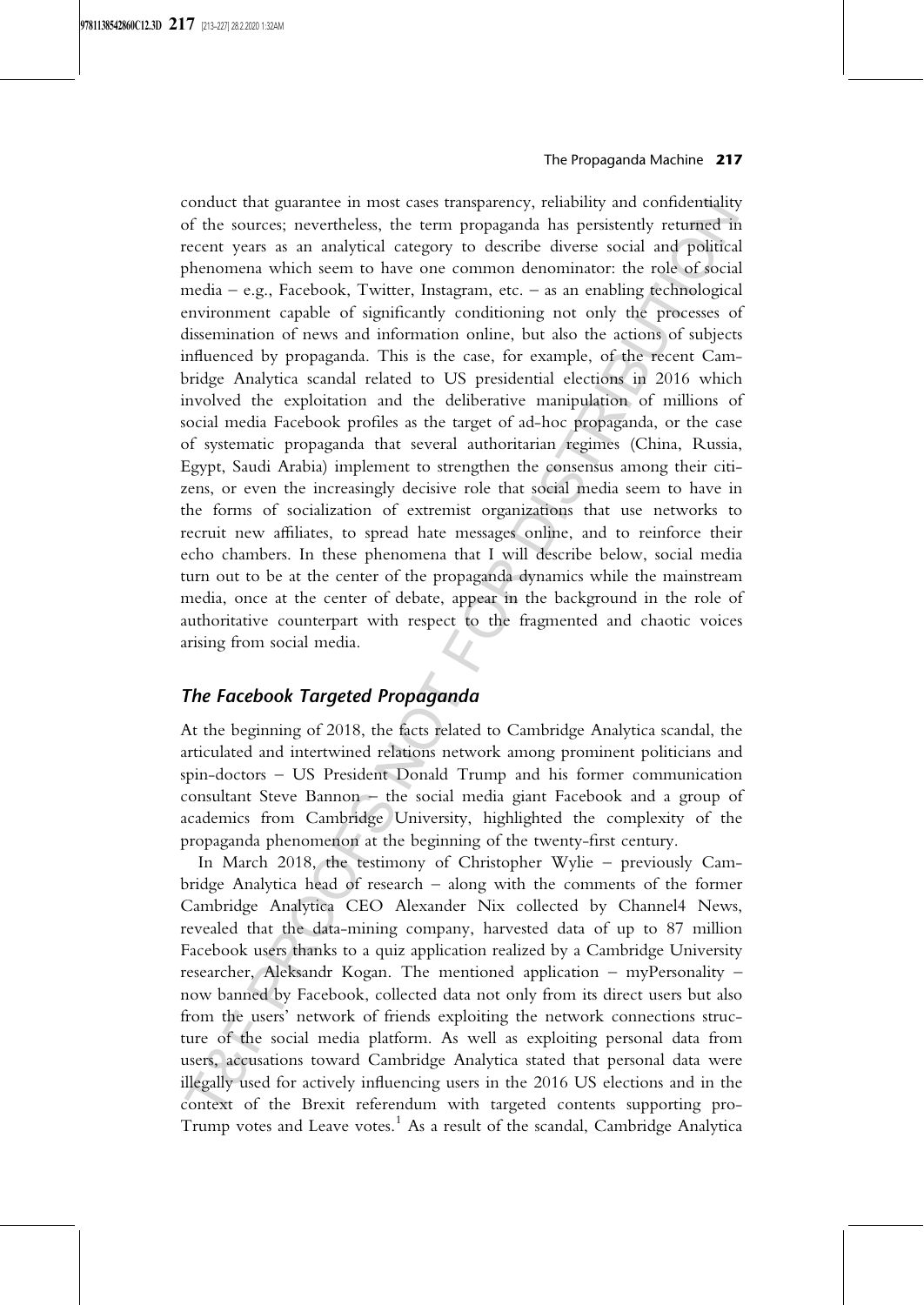conduct that guarantee in most cases transparency, reliability and confidentiality of the sources; nevertheless, the term propaganda has persistently returned in recent years as an analytical category to describe diverse social and political phenomena which seem to have one common denominator: the role of social media – e.g., Facebook, Twitter, Instagram, etc. – as an enabling technological environment capable of significantly conditioning not only the processes of dissemination of news and information online, but also the actions of subjects influenced by propaganda. This is the case, for example, of the recent Cambridge Analytica scandal related to US presidential elections in 2016 which involved the exploitation and the deliberative manipulation of millions of social media Facebook profiles as the target of ad-hoc propaganda, or the case of systematic propaganda that several authoritarian regimes (China, Russia, Egypt, Saudi Arabia) implement to strengthen the consensus among their citizens, or even the increasingly decisive role that social media seem to have in the forms of socialization of extremist organizations that use networks to recruit new affiliates, to spread hate messages online, and to reinforce their echo chambers. In these phenomena that I will describe below, social media turn out to be at the center of the propaganda dynamics while the mainstream media, once at the center of debate, appear in the background in the role of authoritative counterpart with respect to the fragmented and chaotic voices arising from social media.

## *The Facebook Targeted Propaganda*

At the beginning of 2018, the facts related to Cambridge Analytica scandal, the articulated and intertwined relations network among prominent politicians and spin-doctors – US President Donald Trump and his former communication consultant Steve Bannon – the social media giant Facebook and a group of academics from Cambridge University, highlighted the complexity of the propaganda phenomenon at the beginning of the twenty-first century.

In March 2018, the testimony of Christopher Wylie – previously Cambridge Analytica head of research – along with the comments of the former Cambridge Analytica CEO Alexander Nix collected by Channel4 News, revealed that the data-mining company, harvested data of up to 87 million Facebook users thanks to a quiz application realized by a Cambridge University researcher, Aleksandr Kogan. The mentioned application – myPersonality – now banned by Facebook, collected data not only from its direct users but also from the users' network of friends exploiting the network connections structure of the social media platform. As well as exploiting personal data from users, accusations toward Cambridge Analytica stated that personal data were illegally used for actively influencing users in the 2016 US elections and in the context of the Brexit referendum with targeted contents supporting pro-Trump votes and Leave votes.[1] As a result of the scandal, Cambridge Analytica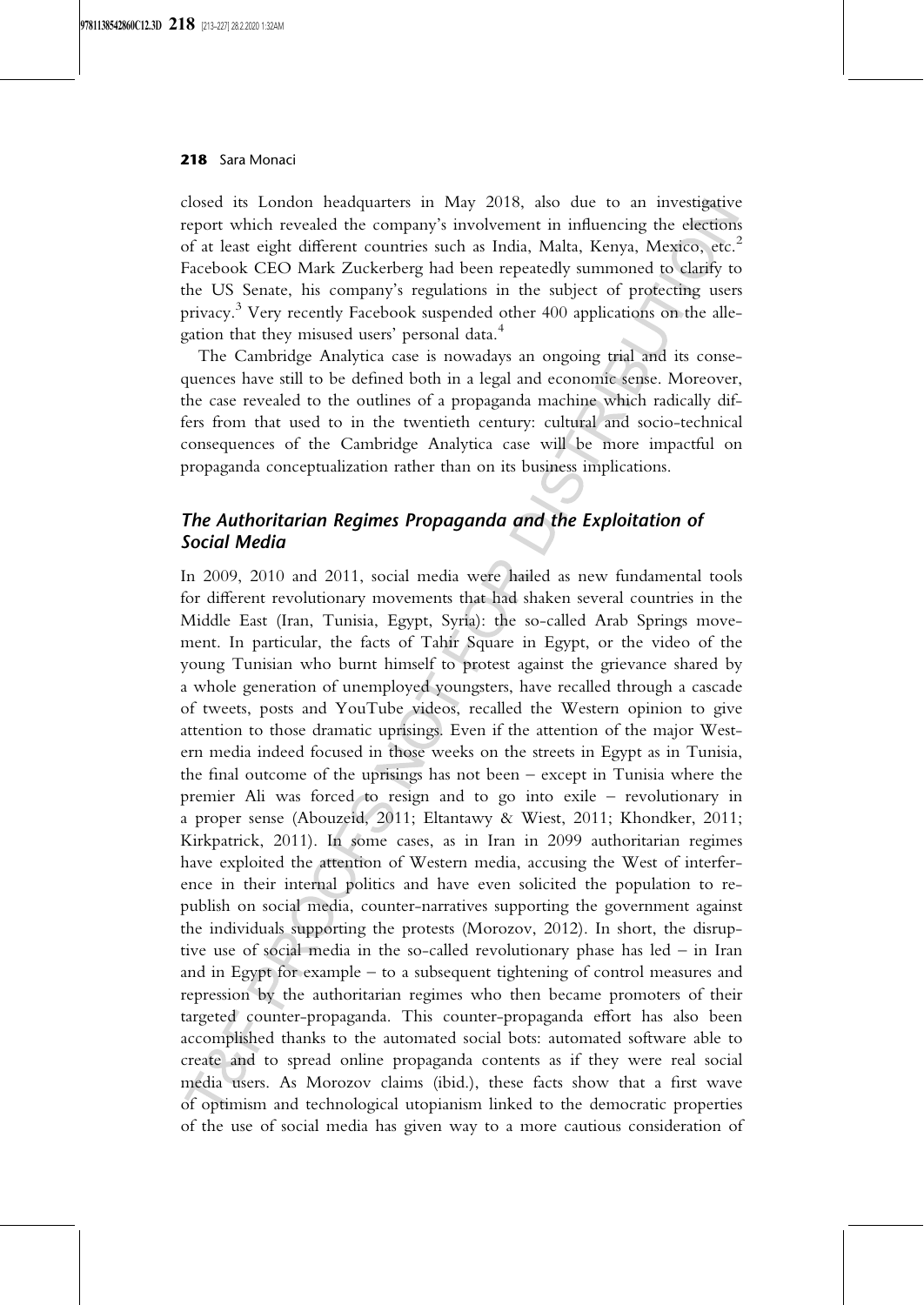closed its London headquarters in May 2018, also due to an investigative report which revealed the company's involvement in influencing the elections of at least eight different countries such as India, Malta, Kenya, Mexico, etc.[2] Facebook CEO Mark Zuckerberg had been repeatedly summoned to clarify to the US Senate, his company's regulations in the subject of protecting users privacy.[3] Very recently Facebook suspended other 400 applications on the allegation that they misused users' personal data.[4]

The Cambridge Analytica case is nowadays an ongoing trial and its consequences have still to be defined both in a legal and economic sense. Moreover, the case revealed to the outlines of a propaganda machine which radically differs from that used to in the twentieth century: cultural and socio-technical consequences of the Cambridge Analytica case will be more impactful on propaganda conceptualization rather than on its business implications.

## *The Authoritarian Regimes Propaganda and the Exploitation of Social Media*

In 2009, 2010 and 2011, social media were hailed as new fundamental tools for different revolutionary movements that had shaken several countries in the Middle East (Iran, Tunisia, Egypt, Syria): the so-called Arab Springs movement. In particular, the facts of Tahir Square in Egypt, or the video of the young Tunisian who burnt himself to protest against the grievance shared by a whole generation of unemployed youngsters, have recalled through a cascade of tweets, posts and YouTube videos, recalled the Western opinion to give attention to those dramatic uprisings. Even if the attention of the major Western media indeed focused in those weeks on the streets in Egypt as in Tunisia, the final outcome of the uprisings has not been – except in Tunisia where the premier Ali was forced to resign and to go into exile – revolutionary in a proper sense (Abouzeid, 2011; Eltantawy & Wiest, 2011; Khondker, 2011; Kirkpatrick, 2011). In some cases, as in Iran in 2099 authoritarian regimes have exploited the attention of Western media, accusing the West of interference in their internal politics and have even solicited the population to republish on social media, counter-narratives supporting the government against the individuals supporting the protests (Morozov, 2012). In short, the disruptive use of social media in the so-called revolutionary phase has led – in Iran and in Egypt for example – to a subsequent tightening of control measures and repression by the authoritarian regimes who then became promoters of their targeted counter-propaganda. This counter-propaganda effort has also been accomplished thanks to the automated social bots: automated software able to create and to spread online propaganda contents as if they were real social media users. As Morozov claims (ibid.), these facts show that a first wave of optimism and technological utopianism linked to the democratic properties of the use of social media has given way to a more cautious consideration of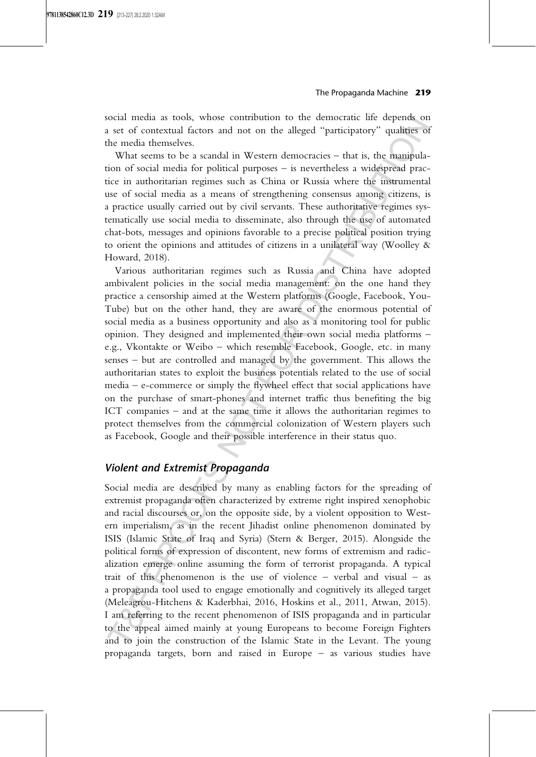social media as tools, whose contribution to the democratic life depends on a set of contextual factors and not on the alleged "participatory" qualities of the media themselves.

What seems to be a scandal in Western democracies – that is, the manipulation of social media for political purposes – is nevertheless a widespread practice in authoritarian regimes such as China or Russia where the instrumental use of social media as a means of strengthening consensus among citizens, is a practice usually carried out by civil servants. These authoritative regimes systematically use social media to disseminate, also through the use of automated chat-bots, messages and opinions favorable to a precise political position trying to orient the opinions and attitudes of citizens in a unilateral way (Woolley & Howard, 2018).

Various authoritarian regimes such as Russia and China have adopted ambivalent policies in the social media management: on the one hand they practice a censorship aimed at the Western platforms (Google, Facebook, YouTube) but on the other hand, they are aware of the enormous potential of social media as a business opportunity and also as a monitoring tool for public opinion. They designed and implemented their own social media platforms – e.g., Vkontakte or Weibo – which resemble Facebook, Google, etc. in many senses – but are controlled and managed by the government. This allows the authoritarian states to exploit the business potentials related to the use of social media – e-commerce or simply the flywheel effect that social applications have on the purchase of smart-phones and internet traffic thus benefiting the big ICT companies – and at the same time it allows the authoritarian regimes to protect themselves from the commercial colonization of Western players such as Facebook, Google and their possible interference in their status quo.

### *Violent and Extremist Propaganda*

Social media are described by many as enabling factors for the spreading of extremist propaganda often characterized by extreme right inspired xenophobic and racial discourses or, on the opposite side, by a violent opposition to Western imperialism, as in the recent Jihadist online phenomenon dominated by ISIS (Islamic State of Iraq and Syria) (Stern & Berger, 2015). Alongside the political forms of expression of discontent, new forms of extremism and radicalization emerge online assuming the form of terrorist propaganda. A typical trait of this phenomenon is the use of violence – verbal and visual – as a propaganda tool used to engage emotionally and cognitively its alleged target (Meleagrou-Hitchens & Kaderbhai, 2016, Hoskins et al., 2011, Atwan, 2015). I am referring to the recent phenomenon of ISIS propaganda and in particular to the appeal aimed mainly at young Europeans to become Foreign Fighters and to join the construction of the Islamic State in the Levant. The young propaganda targets, born and raised in Europe – as various studies have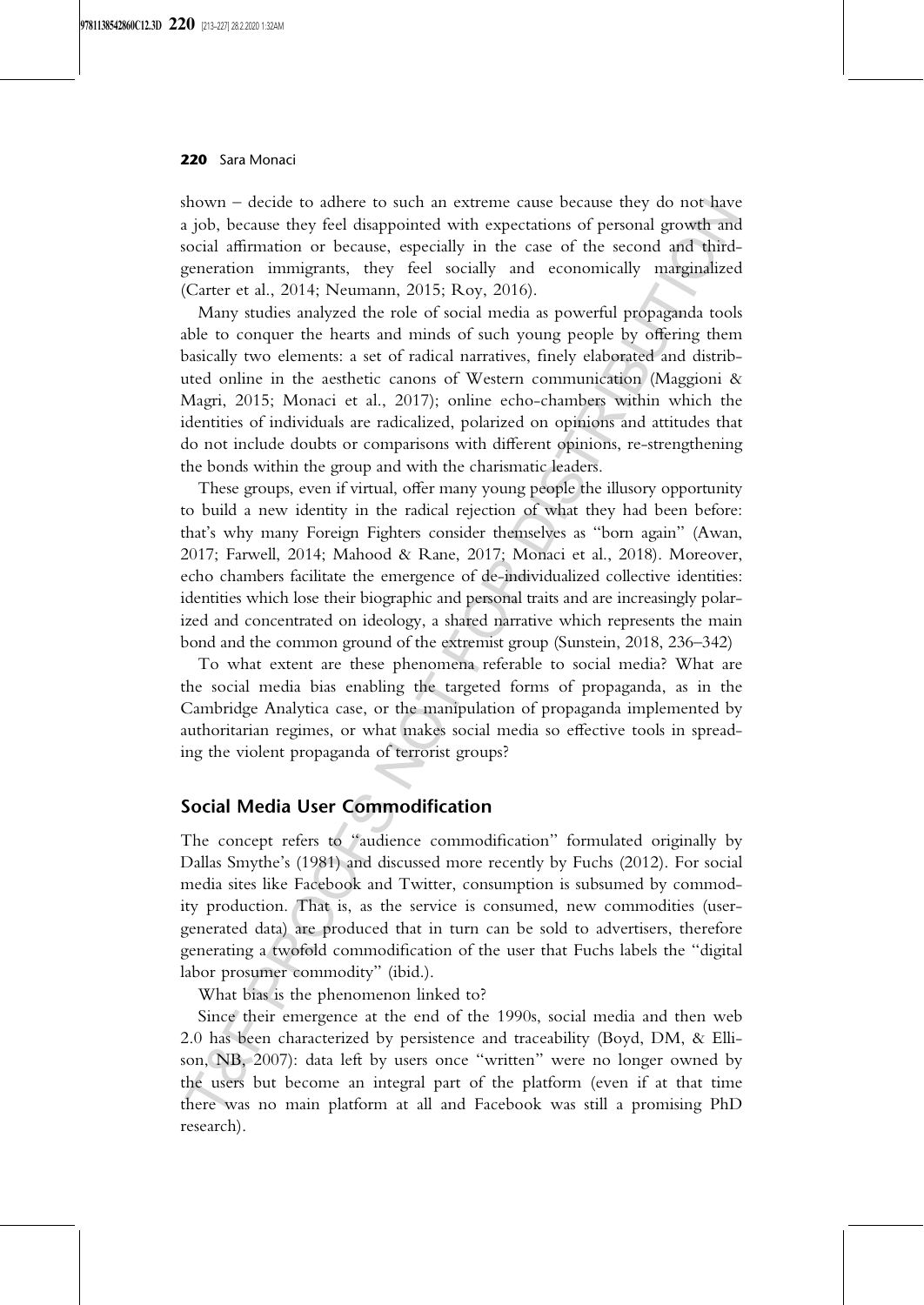shown – decide to adhere to such an extreme cause because they do not have a job, because they feel disappointed with expectations of personal growth and social affirmation or because, especially in the case of the second and third-generation immigrants, they feel socially and economically marginalized (Carter et al., 2014; Neumann, 2015; Roy, 2016).

Many studies analyzed the role of social media as powerful propaganda tools able to conquer the hearts and minds of such young people by offering them basically two elements: a set of radical narratives, finely elaborated and distributed online in the aesthetic canons of Western communication (Maggioni & Magri, 2015; Monaci et al., 2017); online echo-chambers within which the identities of individuals are radicalized, polarized on opinions and attitudes that do not include doubts or comparisons with different opinions, re-strengthening the bonds within the group and with the charismatic leaders.

These groups, even if virtual, offer many young people the illusory opportunity to build a new identity in the radical rejection of what they had been before: that's why many Foreign Fighters consider themselves as "born again" (Awan, 2017; Farwell, 2014; Mahood & Rane, 2017; Monaci et al., 2018). Moreover, echo chambers facilitate the emergence of de-individualized collective identities: identities which lose their biographic and personal traits and are increasingly polarized and concentrated on ideology, a shared narrative which represents the main bond and the common ground of the extremist group (Sunstein, 2018, 236–342)

To what extent are these phenomena referable to social media? What are the social media bias enabling the targeted forms of propaganda, as in the Cambridge Analytica case, or the manipulation of propaganda implemented by authoritarian regimes, or what makes social media so effective tools in spreading the violent propaganda of terrorist groups?

## Social Media User Commodification

The concept refers to "audience commodification" formulated originally by Dallas Smythe's (1981) and discussed more recently by Fuchs (2012). For social media sites like Facebook and Twitter, consumption is subsumed by commodity production. That is, as the service is consumed, new commodities (user-generated data) are produced that in turn can be sold to advertisers, therefore generating a twofold commodification of the user that Fuchs labels the "digital labor prosumer commodity" (ibid.).

What bias is the phenomenon linked to?

Since their emergence at the end of the 1990s, social media and then web 2.0 has been characterized by persistence and traceability (Boyd, DM, & Ellison, NB, 2007): data left by users once "written" were no longer owned by the users but become an integral part of the platform (even if at that time there was no main platform at all and Facebook was still a promising PhD research).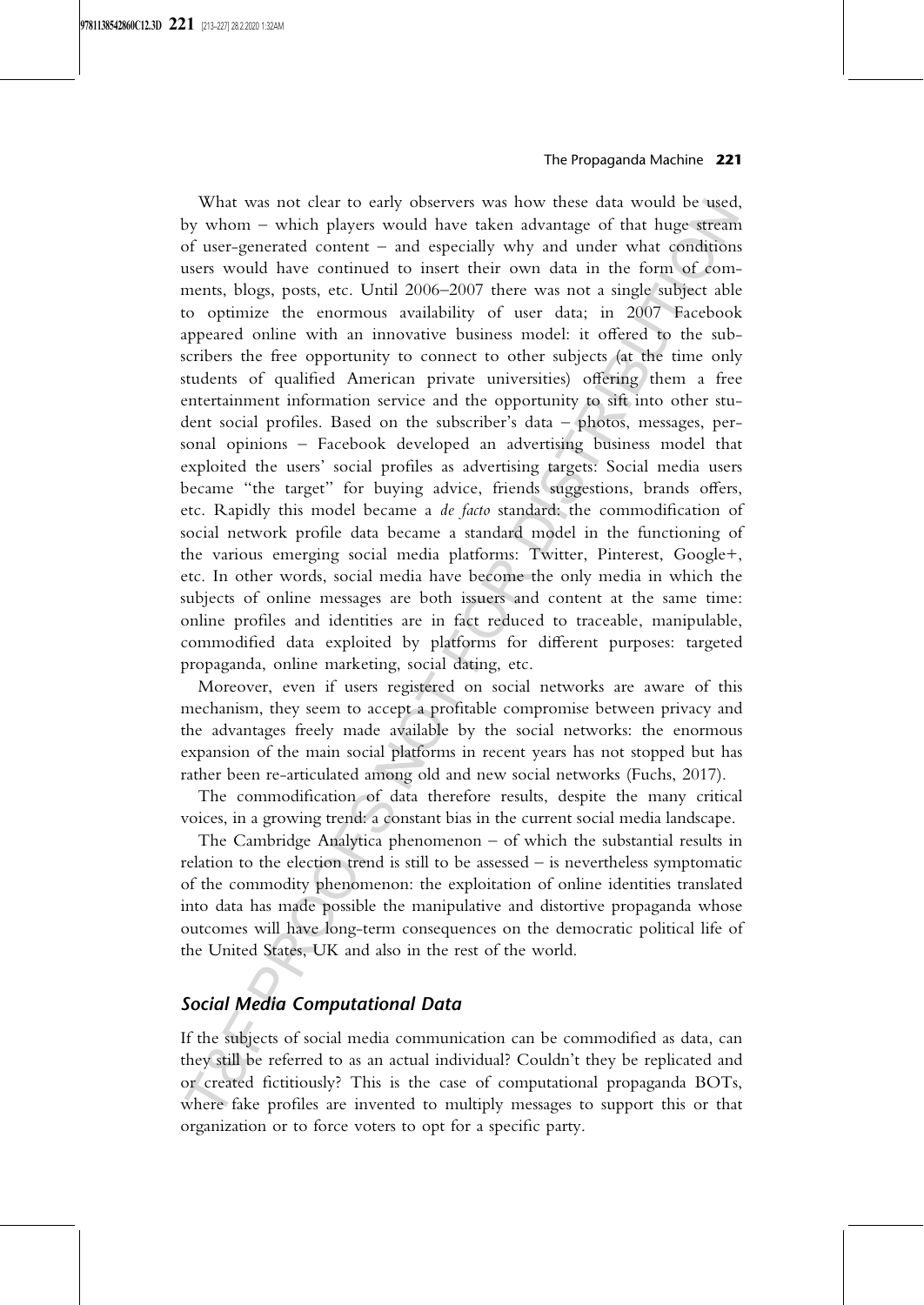What was not clear to early observers was how these data would be used, by whom – which players would have taken advantage of that huge stream of user-generated content – and especially why and under what conditions users would have continued to insert their own data in the form of comments, blogs, posts, etc. Until 2006–2007 there was not a single subject able to optimize the enormous availability of user data; in 2007 Facebook appeared online with an innovative business model: it offered to the subscribers the free opportunity to connect to other subjects (at the time only students of qualified American private universities) offering them a free entertainment information service and the opportunity to sift into other student social profiles. Based on the subscriber's data – photos, messages, personal opinions – Facebook developed an advertising business model that exploited the users' social profiles as advertising targets: Social media users became "the target" for buying advice, friends suggestions, brands offers, etc. Rapidly this model became a *de facto* standard: the commodification of social network profile data became a standard model in the functioning of the various emerging social media platforms: Twitter, Pinterest, Google+, etc. In other words, social media have become the only media in which the subjects of online messages are both issuers and content at the same time: online profiles and identities are in fact reduced to traceable, manipulable, commodified data exploited by platforms for different purposes: targeted propaganda, online marketing, social dating, etc.

Moreover, even if users registered on social networks are aware of this mechanism, they seem to accept a profitable compromise between privacy and the advantages freely made available by the social networks: the enormous expansion of the main social platforms in recent years has not stopped but has rather been re-articulated among old and new social networks (Fuchs, 2017).

The commodification of data therefore results, despite the many critical voices, in a growing trend: a constant bias in the current social media landscape.

The Cambridge Analytica phenomenon – of which the substantial results in relation to the election trend is still to be assessed – is nevertheless symptomatic of the commodity phenomenon: the exploitation of online identities translated into data has made possible the manipulative and distortive propaganda whose outcomes will have long-term consequences on the democratic political life of the United States, UK and also in the rest of the world.

## *Social Media Computational Data*

If the subjects of social media communication can be commodified as data, can they still be referred to as an actual individual? Couldn't they be replicated and or created fictitiously? This is the case of computational propaganda BOTs, where fake profiles are invented to multiply messages to support this or that organization or to force voters to opt for a specific party.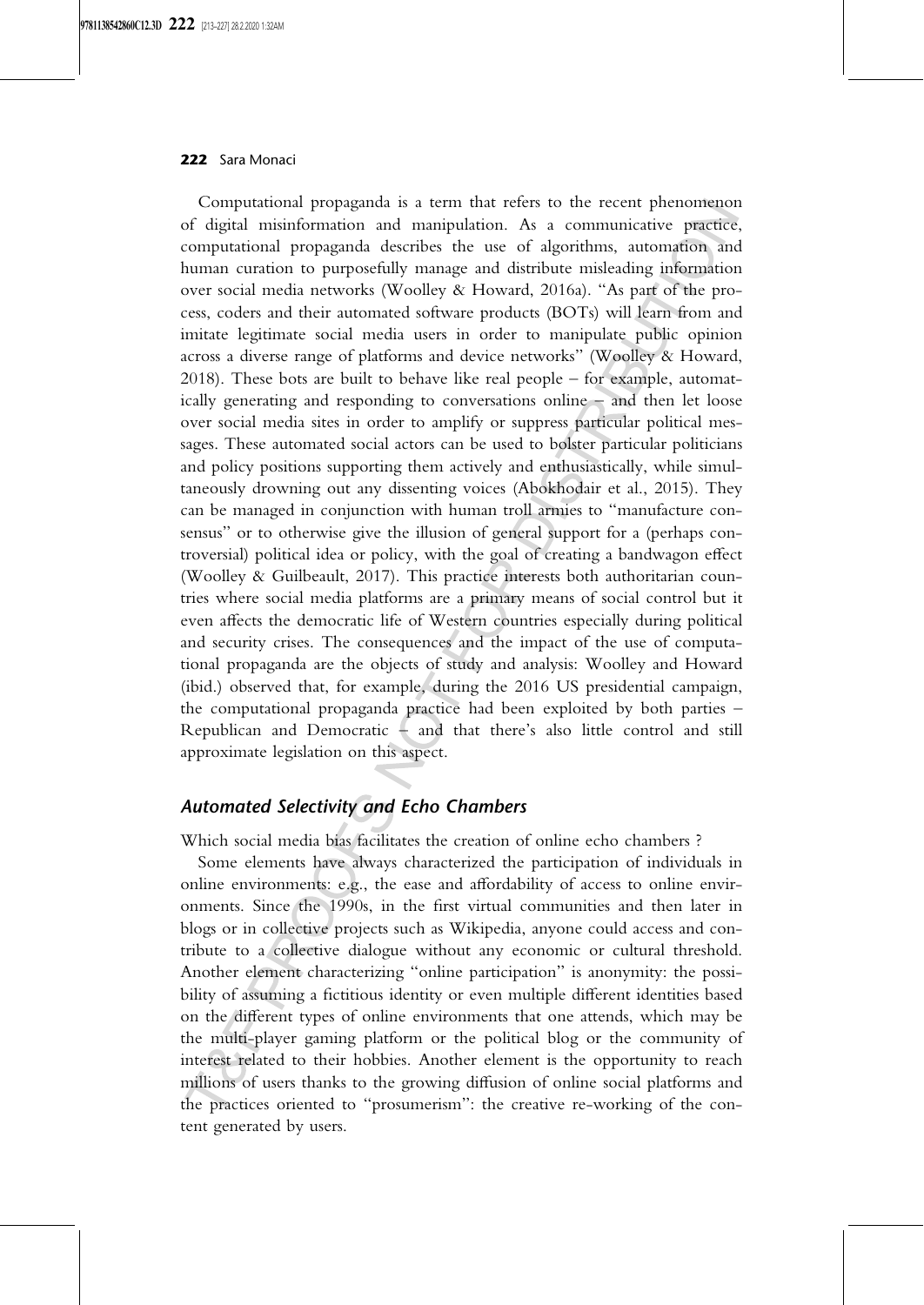Computational propaganda is a term that refers to the recent phenomenon of digital misinformation and manipulation. As a communicative practice, computational propaganda describes the use of algorithms, automation and human curation to purposefully manage and distribute misleading information over social media networks (Woolley & Howard, 2016a). "As part of the process, coders and their automated software products (BOTs) will learn from and imitate legitimate social media users in order to manipulate public opinion across a diverse range of platforms and device networks" (Woolley & Howard, 2018). These bots are built to behave like real people – for example, automatically generating and responding to conversations online – and then let loose over social media sites in order to amplify or suppress particular political messages. These automated social actors can be used to bolster particular politicians and policy positions supporting them actively and enthusiastically, while simultaneously drowning out any dissenting voices (Abokhodair et al., 2015). They can be managed in conjunction with human troll armies to "manufacture consensus" or to otherwise give the illusion of general support for a (perhaps controversial) political idea or policy, with the goal of creating a bandwagon effect (Woolley & Guilbeault, 2017). This practice interests both authoritarian countries where social media platforms are a primary means of social control but it even affects the democratic life of Western countries especially during political and security crises. The consequences and the impact of the use of computational propaganda are the objects of study and analysis: Woolley and Howard (ibid.) observed that, for example, during the 2016 US presidential campaign, the computational propaganda practice had been exploited by both parties – Republican and Democratic – and that there's also little control and still approximate legislation on this aspect.

## *Automated Selectivity and Echo Chambers*

Which social media bias facilitates the creation of online echo chambers ?

Some elements have always characterized the participation of individuals in online environments: e.g., the ease and affordability of access to online environments. Since the 1990s, in the first virtual communities and then later in blogs or in collective projects such as Wikipedia, anyone could access and contribute to a collective dialogue without any economic or cultural threshold. Another element characterizing "online participation" is anonymity: the possibility of assuming a fictitious identity or even multiple different identities based on the different types of online environments that one attends, which may be the multi-player gaming platform or the political blog or the community of interest related to their hobbies. Another element is the opportunity to reach millions of users thanks to the growing diffusion of online social platforms and the practices oriented to "prosumerism": the creative re-working of the content generated by users.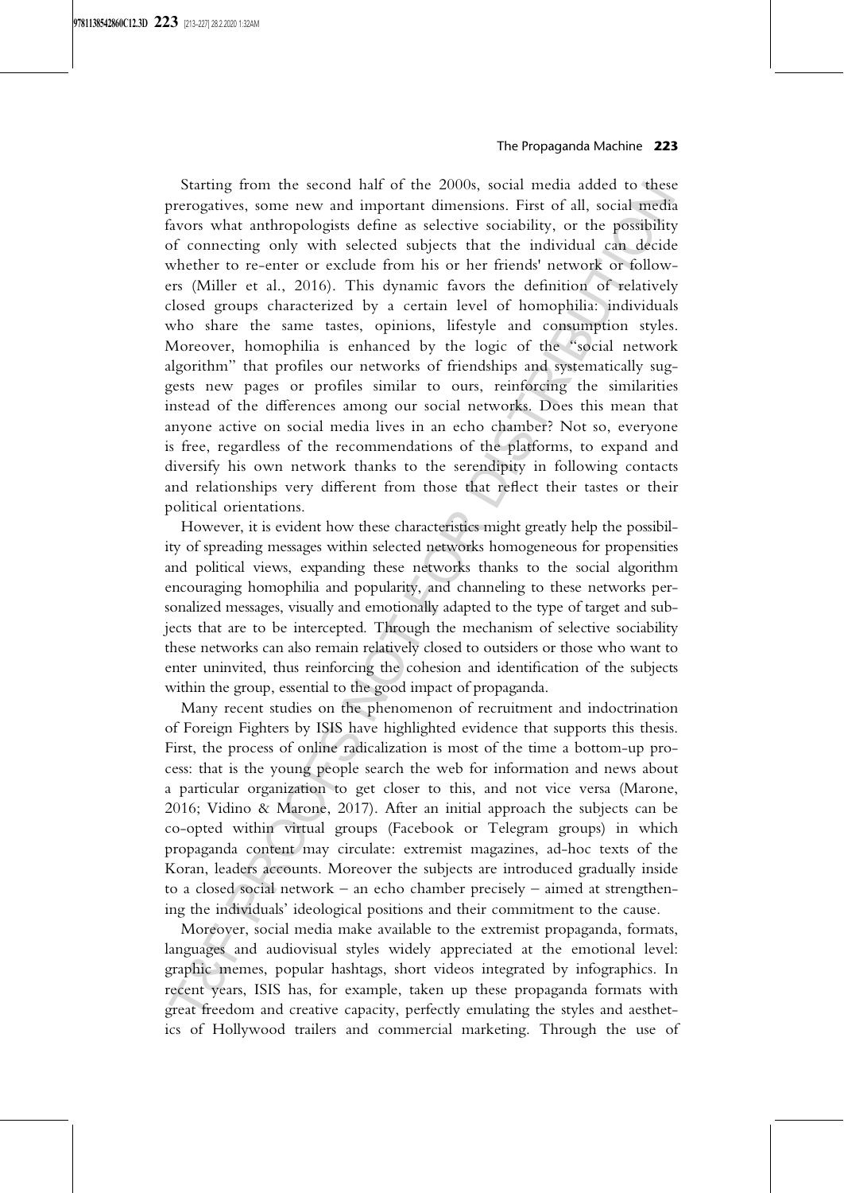Starting from the second half of the 2000s, social media added to these prerogatives, some new and important dimensions. First of all, social media favors what anthropologists define as selective sociability, or the possibility of connecting only with selected subjects that the individual can decide whether to re-enter or exclude from his or her friends' network or followers (Miller et al., 2016). This dynamic favors the definition of relatively closed groups characterized by a certain level of homophilia: individuals who share the same tastes, opinions, lifestyle and consumption styles. Moreover, homophilia is enhanced by the logic of the "social network algorithm" that profiles our networks of friendships and systematically suggests new pages or profiles similar to ours, reinforcing the similarities instead of the differences among our social networks. Does this mean that anyone active on social media lives in an echo chamber? Not so, everyone is free, regardless of the recommendations of the platforms, to expand and diversify his own network thanks to the serendipity in following contacts and relationships very different from those that reflect their tastes or their political orientations.

However, it is evident how these characteristics might greatly help the possibility of spreading messages within selected networks homogeneous for propensities and political views, expanding these networks thanks to the social algorithm encouraging homophilia and popularity, and channeling to these networks personalized messages, visually and emotionally adapted to the type of target and subjects that are to be intercepted. Through the mechanism of selective sociability these networks can also remain relatively closed to outsiders or those who want to enter uninvited, thus reinforcing the cohesion and identification of the subjects within the group, essential to the good impact of propaganda.

Many recent studies on the phenomenon of recruitment and indoctrination of Foreign Fighters by ISIS have highlighted evidence that supports this thesis. First, the process of online radicalization is most of the time a bottom-up process: that is the young people search the web for information and news about a particular organization to get closer to this, and not vice versa (Marone, 2016; Vidino & Marone, 2017). After an initial approach the subjects can be co-opted within virtual groups (Facebook or Telegram groups) in which propaganda content may circulate: extremist magazines, ad-hoc texts of the Koran, leaders accounts. Moreover the subjects are introduced gradually inside to a closed social network – an echo chamber precisely – aimed at strengthening the individuals' ideological positions and their commitment to the cause.

Moreover, social media make available to the extremist propaganda, formats, languages and audiovisual styles widely appreciated at the emotional level: graphic memes, popular hashtags, short videos integrated by infographics. In recent years, ISIS has, for example, taken up these propaganda formats with great freedom and creative capacity, perfectly emulating the styles and aesthetics of Hollywood trailers and commercial marketing. Through the use of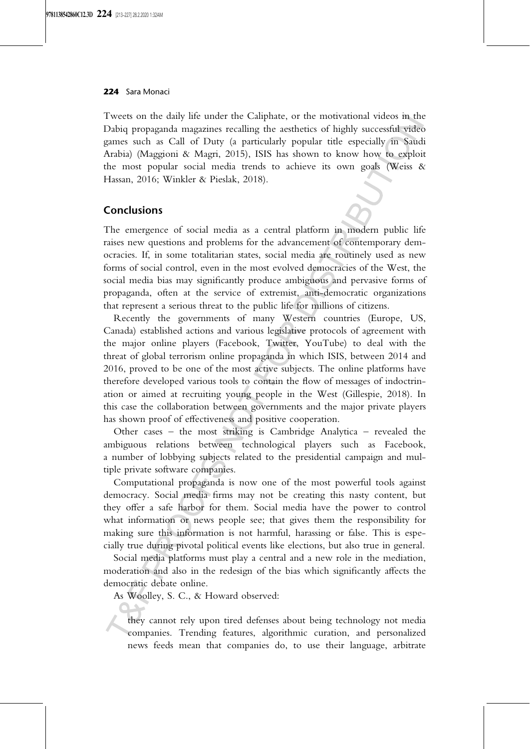Tweets on the daily life under the Caliphate, or the motivational videos in the Dabiq propaganda magazines recalling the aesthetics of highly successful video games such as Call of Duty (a particularly popular title especially in Saudi Arabia) (Maggioni & Magri, 2015), ISIS has shown to know how to exploit the most popular social media trends to achieve its own goals (Weiss & Hassan, 2016; Winkler & Pieslak, 2018).

## Conclusions

The emergence of social media as a central platform in modern public life raises new questions and problems for the advancement of contemporary democracies. If, in some totalitarian states, social media are routinely used as new forms of social control, even in the most evolved democracies of the West, the social media bias may significantly produce ambiguous and pervasive forms of propaganda, often at the service of extremist, anti-democratic organizations that represent a serious threat to the public life for millions of citizens.

Recently the governments of many Western countries (Europe, US, Canada) established actions and various legislative protocols of agreement with the major online players (Facebook, Twitter, YouTube) to deal with the threat of global terrorism online propaganda in which ISIS, between 2014 and 2016, proved to be one of the most active subjects. The online platforms have therefore developed various tools to contain the flow of messages of indoctrination or aimed at recruiting young people in the West (Gillespie, 2018). In this case the collaboration between governments and the major private players has shown proof of effectiveness and positive cooperation.

Other cases – the most striking is Cambridge Analytica – revealed the ambiguous relations between technological players such as Facebook, a number of lobbying subjects related to the presidential campaign and multiple private software companies.

Computational propaganda is now one of the most powerful tools against democracy. Social media firms may not be creating this nasty content, but they offer a safe harbor for them. Social media have the power to control what information or news people see; that gives them the responsibility for making sure this information is not harmful, harassing or false. This is especially true during pivotal political events like elections, but also true in general.

Social media platforms must play a central and a new role in the mediation, moderation and also in the redesign of the bias which significantly affects the democratic debate online.

As Woolley, S. C., & Howard observed:

> they cannot rely upon tired defenses about being technology not media companies. Trending features, algorithmic curation, and personalized news feeds mean that companies do, to use their language, arbitrate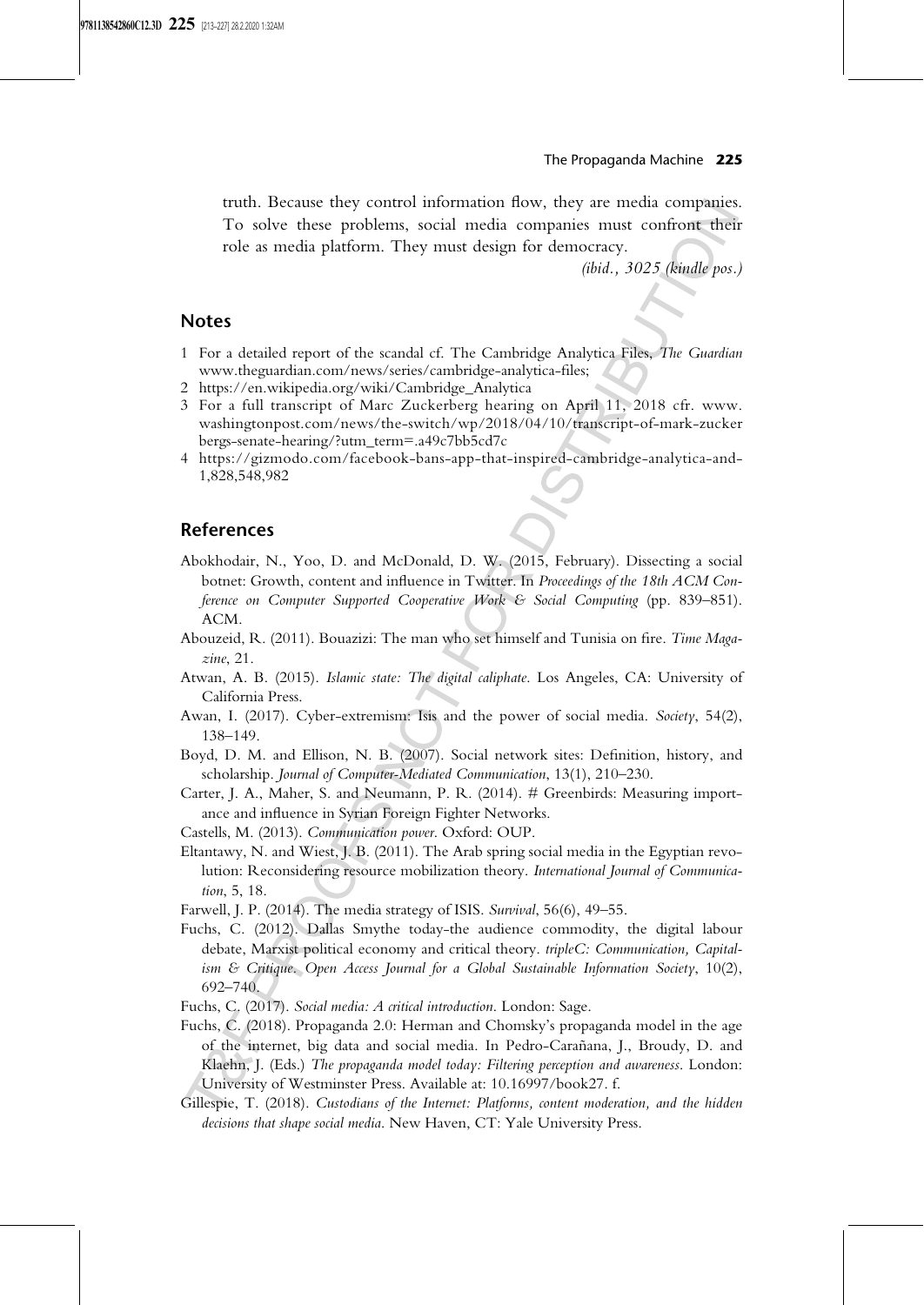truth. Because they control information flow, they are media companies. To solve these problems, social media companies must confront their role as media platform. They must design for democracy.

*(ibid., 3025 (kindle pos.)*

## Notes

1. For a detailed report of the scandal cf. The Cambridge Analytica Files, *The Guardian* www.theguardian.com/news/series/cambridge-analytica-files;
2. https://en.wikipedia.org/wiki/Cambridge_Analytica
3. For a full transcript of Marc Zuckerberg hearing on April 11, 2018 cfr. www.washingtonpost.com/news/the-switch/wp/2018/04/10/transcript-of-mark-zuckerbergs-senate-hearing/?utm_term=.a49c7bb5cd7c
4. https://gizmodo.com/facebook-bans-app-that-inspired-cambridge-analytica-and-1,828,548,982

## References

Abokhodair, N., Yoo, D. and McDonald, D. W. (2015, February). Dissecting a social botnet: Growth, content and influence in Twitter. In *Proceedings of the 18th ACM Conference on Computer Supported Cooperative Work & Social Computing* (pp. 839–851). ACM.

Abouzeid, R. (2011). Bouazizi: The man who set himself and Tunisia on fire. *Time Magazine*, 21.

Atwan, A. B. (2015). *Islamic state: The digital caliphate*. Los Angeles, CA: University of California Press.

Awan, I. (2017). Cyber-extremism: Isis and the power of social media. *Society*, 54(2), 138–149.

Boyd, D. M. and Ellison, N. B. (2007). Social network sites: Definition, history, and scholarship. *Journal of Computer-Mediated Communication*, 13(1), 210–230.

Carter, J. A., Maher, S. and Neumann, P. R. (2014). # Greenbirds: Measuring importance and influence in Syrian Foreign Fighter Networks.

Castells, M. (2013). *Communication power*. Oxford: OUP.

Eltantawy, N. and Wiest, J. B. (2011). The Arab spring social media in the Egyptian revolution: Reconsidering resource mobilization theory. *International Journal of Communication*, 5, 18.

Farwell, J. P. (2014). The media strategy of ISIS. *Survival*, 56(6), 49–55.

Fuchs, C. (2012). Dallas Smythe today-the audience commodity, the digital labour debate, Marxist political economy and critical theory. *tripleC: Communication, Capitalism & Critique. Open Access Journal for a Global Sustainable Information Society*, 10(2), 692–740.

Fuchs, C. (2017). *Social media: A critical introduction*. London: Sage.

Fuchs, C. (2018). Propaganda 2.0: Herman and Chomsky's propaganda model in the age of the internet, big data and social media. In Pedro-Carañana, J., Broudy, D. and Klaehn, J. (Eds.) *The propaganda model today: Filtering perception and awareness*. London: University of Westminster Press. Available at: 10.16997/book27. f.

Gillespie, T. (2018). *Custodians of the Internet: Platforms, content moderation, and the hidden decisions that shape social media*. New Haven, CT: Yale University Press.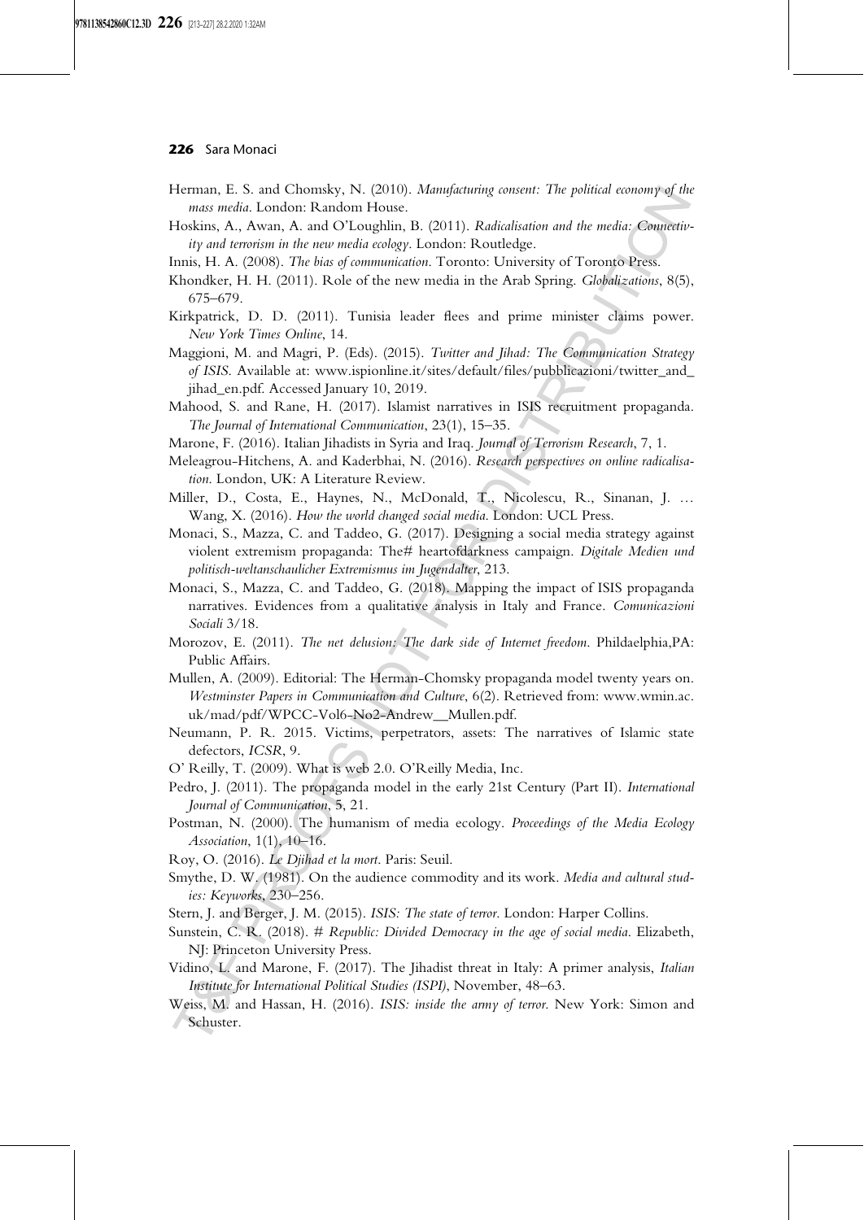Herman, E. S. and Chomsky, N. (2010). *Manufacturing consent: The political economy of the mass media*. London: Random House.

Hoskins, A., Awan, A. and O'Loughlin, B. (2011). *Radicalisation and the media: Connectivity and terrorism in the new media ecology*. London: Routledge.

Innis, H. A. (2008). *The bias of communication*. Toronto: University of Toronto Press.

Khondker, H. H. (2011). Role of the new media in the Arab Spring. *Globalizations*, 8(5), 675–679.

Kirkpatrick, D. D. (2011). Tunisia leader flees and prime minister claims power. *New York Times Online*, 14.

Maggioni, M. and Magri, P. (Eds). (2015). *Twitter and Jihad: The Communication Strategy of ISIS*. Available at: www.ispionline.it/sites/default/files/pubblicazioni/twitter_and_jihad_en.pdf. Accessed January 10, 2019.

Mahood, S. and Rane, H. (2017). Islamist narratives in ISIS recruitment propaganda. *The Journal of International Communication*, 23(1), 15–35.

Marone, F. (2016). Italian Jihadists in Syria and Iraq. *Journal of Terrorism Research*, 7, 1.

Meleagrou-Hitchens, A. and Kaderbhai, N. (2016). *Research perspectives on online radicalisation*. London, UK: A Literature Review.

Miller, D., Costa, E., Haynes, N., McDonald, T., Nicolescu, R., Sinanan, J. … Wang, X. (2016). *How the world changed social media*. London: UCL Press.

Monaci, S., Mazza, C. and Taddeo, G. (2017). Designing a social media strategy against violent extremism propaganda: The# heartofdarkness campaign. *Digitale Medien und politisch-weltanschaulicher Extremismus im Jugendalter*, 213.

Monaci, S., Mazza, C. and Taddeo, G. (2018). Mapping the impact of ISIS propaganda narratives. Evidences from a qualitative analysis in Italy and France. *Comunicazioni Sociali* 3/18.

Morozov, E. (2011). *The net delusion: The dark side of Internet freedom*. Phildaelphia,PA: Public Affairs.

Mullen, A. (2009). Editorial: The Herman-Chomsky propaganda model twenty years on. *Westminster Papers in Communication and Culture*, 6(2). Retrieved from: www.wmin.ac.uk/mad/pdf/WPCC-Vol6-No2-Andrew__Mullen.pdf.

Neumann, P. R. 2015. Victims, perpetrators, assets: The narratives of Islamic state defectors, *ICSR*, 9.

O' Reilly, T. (2009). What is web 2.0. O'Reilly Media, Inc.

Pedro, J. (2011). The propaganda model in the early 21st Century (Part II). *International Journal of Communication*, 5, 21.

Postman, N. (2000). The humanism of media ecology. *Proceedings of the Media Ecology Association*, 1(1), 10–16.

Roy, O. (2016). *Le Djihad et la mort*. Paris: Seuil.

Smythe, D. W. (1981). On the audience commodity and its work. *Media and cultural studies: Keyworks*, 230–256.

Stern, J. and Berger, J. M. (2015). *ISIS: The state of terror*. London: Harper Collins.

Sunstein, C. R. (2018). *# Republic: Divided Democracy in the age of social media*. Elizabeth, NJ: Princeton University Press.

Vidino, L. and Marone, F. (2017). The Jihadist threat in Italy: A primer analysis, *Italian Institute for International Political Studies (ISPI)*, November, 48–63.

Weiss, M. and Hassan, H. (2016). *ISIS: inside the army of terror*. New York: Simon and Schuster.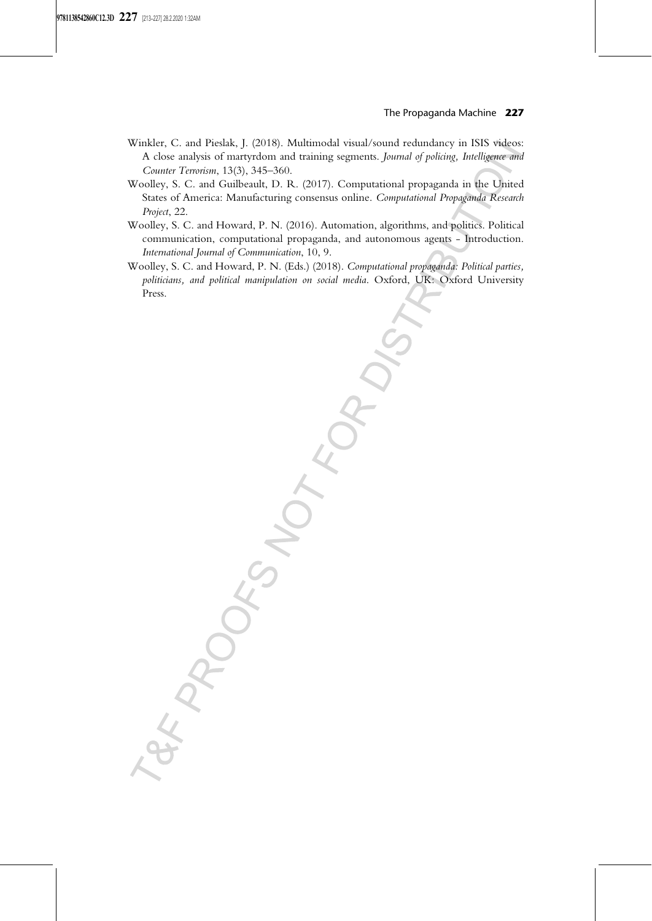Winkler, C. and Pieslak, J. (2018). Multimodal visual/sound redundancy in ISIS videos: A close analysis of martyrdom and training segments. *Journal of policing, Intelligence and Counter Terrorism*, 13(3), 345–360.

Woolley, S. C. and Guilbeault, D. R. (2017). Computational propaganda in the United States of America: Manufacturing consensus online. *Computational Propaganda Research Project*, 22.

Woolley, S. C. and Howard, P. N. (2016). Automation, algorithms, and politics. Political communication, computational propaganda, and autonomous agents - Introduction. *International Journal of Communication*, 10, 9.

Woolley, S. C. and Howard, P. N. (Eds.) (2018). *Computational propaganda: Political parties, politicians, and political manipulation on social media*. Oxford, UK: Oxford University Press.